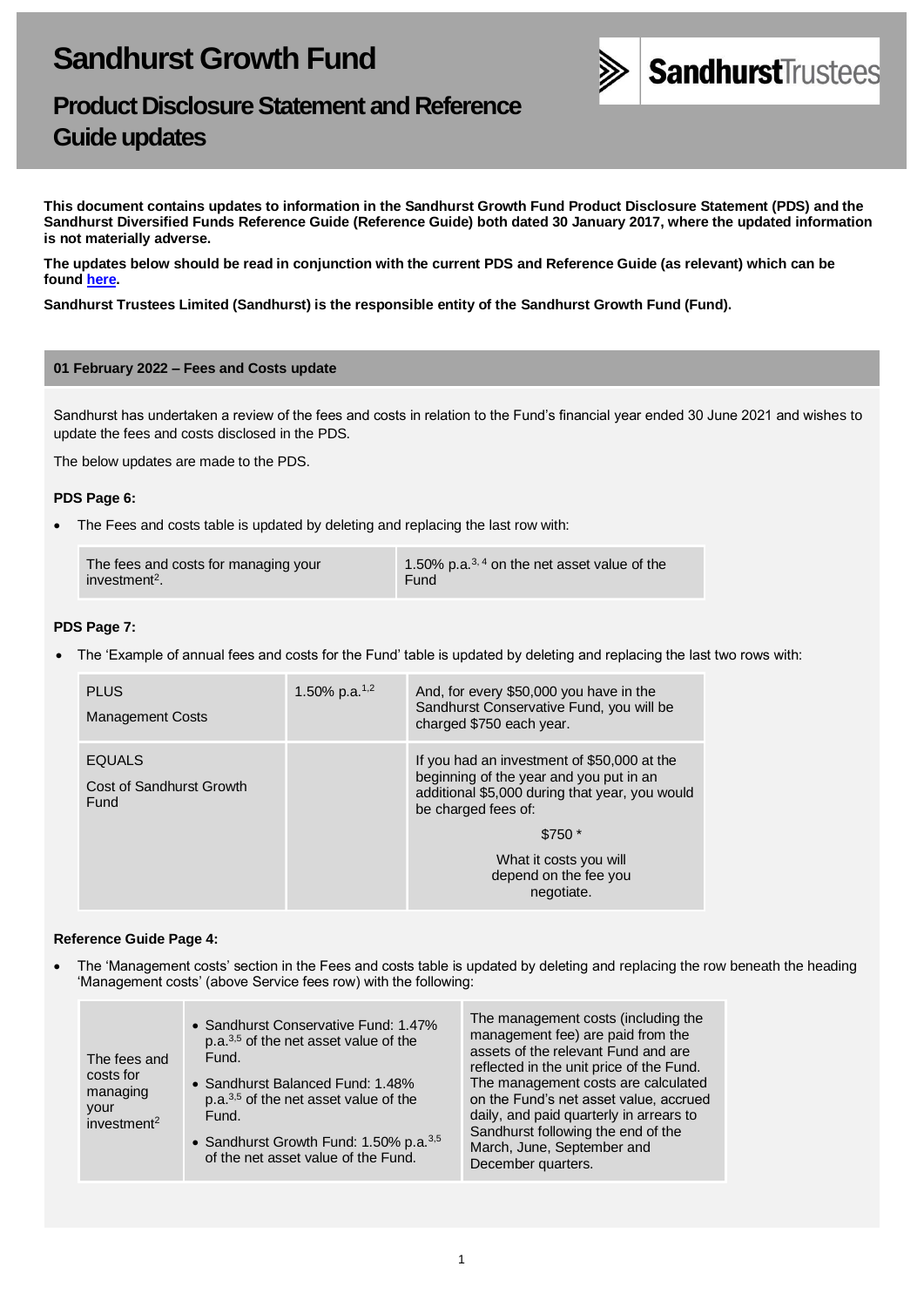# Sandhurst Growth Fund

## Product Disclosure Statement and Reference Guide updates

**This document contains updates to information in the Sandhurst Growth Fund Product Disclosure Statement (PDS) and the Sandhurst Diversified Funds Reference Guide (Reference Guide) both dated 30 January 2017, where the updated information is not materially adverse.**

**The updates below should be read in conjunction with the current PDS and Reference Guide (as relevant) which can be found here.**

**Sandhurst Trustees Limited (Sandhurst) is the responsible entity of the Sandhurst Growth Fund (Fund).**

### 01 February 2022 – Fees and Costs update

Sandhurst has undertaken a review of the fees and costs in relation to the Fund's financial year ended 30 June 2021 and wishes to update the fees and costs disclosed in the PDS.

The below updates are made to the PDS.

**PDS Page 6:**

- The Fees and costs table is updated by deleting and replacing the last row with:

| | |
|---|---|
| The fees and costs for managing your investment[2]. | 1.50% p.a.[3, 4] on the net asset value of the Fund |

**PDS Page 7:**

- The 'Example of annual fees and costs for the Fund' table is updated by deleting and replacing the last two rows with:

| | | |
|---|---|---|
| PLUS<br>Management Costs | 1.50% p.a.[1,2] | And, for every $50,000 you have in the Sandhurst Conservative Fund, you will be charged $750 each year. |
| EQUALS<br>Cost of Sandhurst Growth Fund | | If you had an investment of $50,000 at the beginning of the year and you put in an additional $5,000 during that year, you would be charged fees of:<br>$750 *<br>What it costs you will depend on the fee you negotiate. |

**Reference Guide Page 4:**

- The 'Management costs' section in the Fees and costs table is updated by deleting and replacing the row beneath the heading 'Management costs' (above Service fees row) with the following:

| | | |
|---|---|---|
| The fees and costs for managing your investment[2] | • Sandhurst Conservative Fund: 1.47% p.a.[3,5] of the net asset value of the Fund.<br>• Sandhurst Balanced Fund: 1.48% p.a.[3,5] of the net asset value of the Fund.<br>• Sandhurst Growth Fund: 1.50% p.a.[3,5] of the net asset value of the Fund. | The management costs (including the management fee) are paid from the assets of the relevant Fund and are reflected in the unit price of the Fund. The management costs are calculated on the Fund's net asset value, accrued daily, and paid quarterly in arrears to Sandhurst following the end of the March, June, September and December quarters. |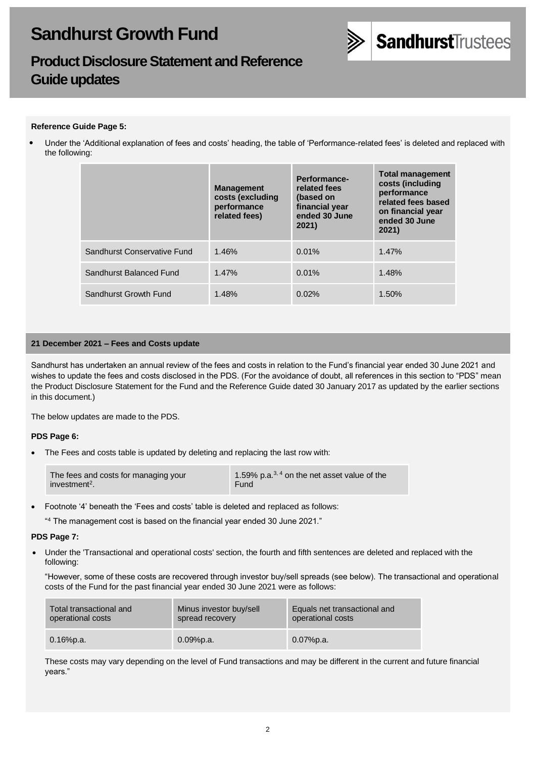# Sandhurst Growth Fund

## Product Disclosure Statement and Reference Guide updates

**Reference Guide Page 5:**

- Under the 'Additional explanation of fees and costs' heading, the table of 'Performance-related fees' is deleted and replaced with the following:

| | Management costs (excluding performance related fees) | Performance-related fees (based on financial year ended 30 June 2021) | Total management costs (including performance related fees based on financial year ended 30 June 2021) |
|---|---|---|---|
| Sandhurst Conservative Fund | 1.46% | 0.01% | 1.47% |
| Sandhurst Balanced Fund | 1.47% | 0.01% | 1.48% |
| Sandhurst Growth Fund | 1.48% | 0.02% | 1.50% |

**21 December 2021 – Fees and Costs update**

Sandhurst has undertaken an annual review of the fees and costs in relation to the Fund's financial year ended 30 June 2021 and wishes to update the fees and costs disclosed in the PDS. (For the avoidance of doubt, all references in this section to "PDS" mean the Product Disclosure Statement for the Fund and the Reference Guide dated 30 January 2017 as updated by the earlier sections in this document.)

The below updates are made to the PDS.

**PDS Page 6:**

- The Fees and costs table is updated by deleting and replacing the last row with:

| The fees and costs for managing your investment[2]. | 1.59% p.a.[3, 4] on the net asset value of the Fund |
|---|---|

- Footnote '4' beneath the 'Fees and costs' table is deleted and replaced as follows:

  "[4] The management cost is based on the financial year ended 30 June 2021."

**PDS Page 7:**

- Under the 'Transactional and operational costs' section, the fourth and fifth sentences are deleted and replaced with the following:

  "However, some of these costs are recovered through investor buy/sell spreads (see below). The transactional and operational costs of the Fund for the past financial year ended 30 June 2021 were as follows:

| Total transactional and operational costs | Minus investor buy/sell spread recovery | Equals net transactional and operational costs |
|---|---|---|
| 0.16%p.a. | 0.09%p.a. | 0.07%p.a. |

  These costs may vary depending on the level of Fund transactions and may be different in the current and future financial years."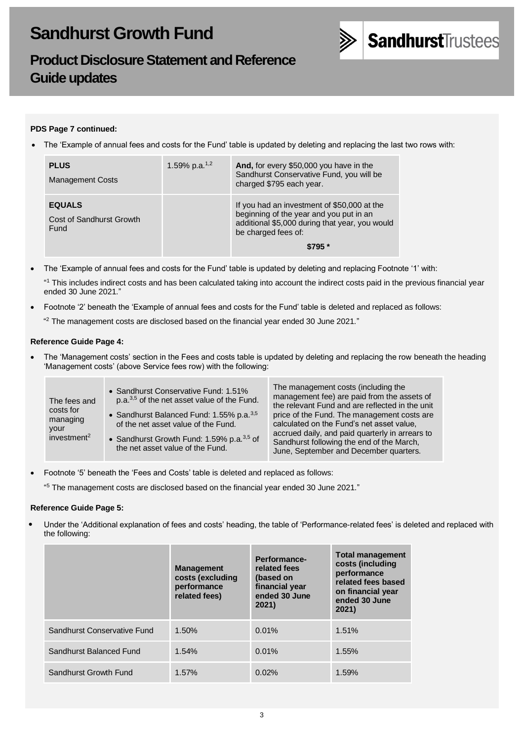# Sandhurst Growth Fund

## Product Disclosure Statement and Reference Guide updates

**PDS Page 7 continued:**

- The 'Example of annual fees and costs for the Fund' table is updated by deleting and replacing the last two rows with:

| | | |
|---|---|---|
| **PLUS**<br>Management Costs | 1.59% p.a.[1,2] | **And,** for every $50,000 you have in the Sandhurst Conservative Fund, you will be charged $795 each year. |
| **EQUALS**<br>Cost of Sandhurst Growth Fund | | If you had an investment of $50,000 at the beginning of the year and you put in an additional $5,000 during that year, you would be charged fees of:<br>**$795 *** |

- The 'Example of annual fees and costs for the Fund' table is updated by deleting and replacing Footnote '1' with:

  "[1] This includes indirect costs and has been calculated taking into account the indirect costs paid in the previous financial year ended 30 June 2021."

- Footnote '2' beneath the 'Example of annual fees and costs for the Fund' table is deleted and replaced as follows:

  "[2] The management costs are disclosed based on the financial year ended 30 June 2021."

**Reference Guide Page 4:**

- The 'Management costs' section in the Fees and costs table is updated by deleting and replacing the row beneath the heading 'Management costs' (above Service fees row) with the following:

| | | |
|---|---|---|
| The fees and costs for managing your investment[2] | • Sandhurst Conservative Fund: 1.51% p.a.[3,5] of the net asset value of the Fund.<br>• Sandhurst Balanced Fund: 1.55% p.a.[3,5] of the net asset value of the Fund.<br>• Sandhurst Growth Fund: 1.59% p.a.[3,5] of the net asset value of the Fund. | The management costs (including the management fee) are paid from the assets of the relevant Fund and are reflected in the unit price of the Fund. The management costs are calculated on the Fund's net asset value, accrued daily, and paid quarterly in arrears to Sandhurst following the end of the March, June, September and December quarters. |

- Footnote '5' beneath the 'Fees and Costs' table is deleted and replaced as follows:

  "[5] The management costs are disclosed based on the financial year ended 30 June 2021."

**Reference Guide Page 5:**

- Under the 'Additional explanation of fees and costs' heading, the table of 'Performance-related fees' is deleted and replaced with the following:

| | Management costs (excluding performance related fees) | Performance-related fees (based on financial year ended 30 June 2021) | Total management costs (including performance related fees based on financial year ended 30 June 2021) |
|---|---|---|---|
| Sandhurst Conservative Fund | 1.50% | 0.01% | 1.51% |
| Sandhurst Balanced Fund | 1.54% | 0.01% | 1.55% |
| Sandhurst Growth Fund | 1.57% | 0.02% | 1.59% |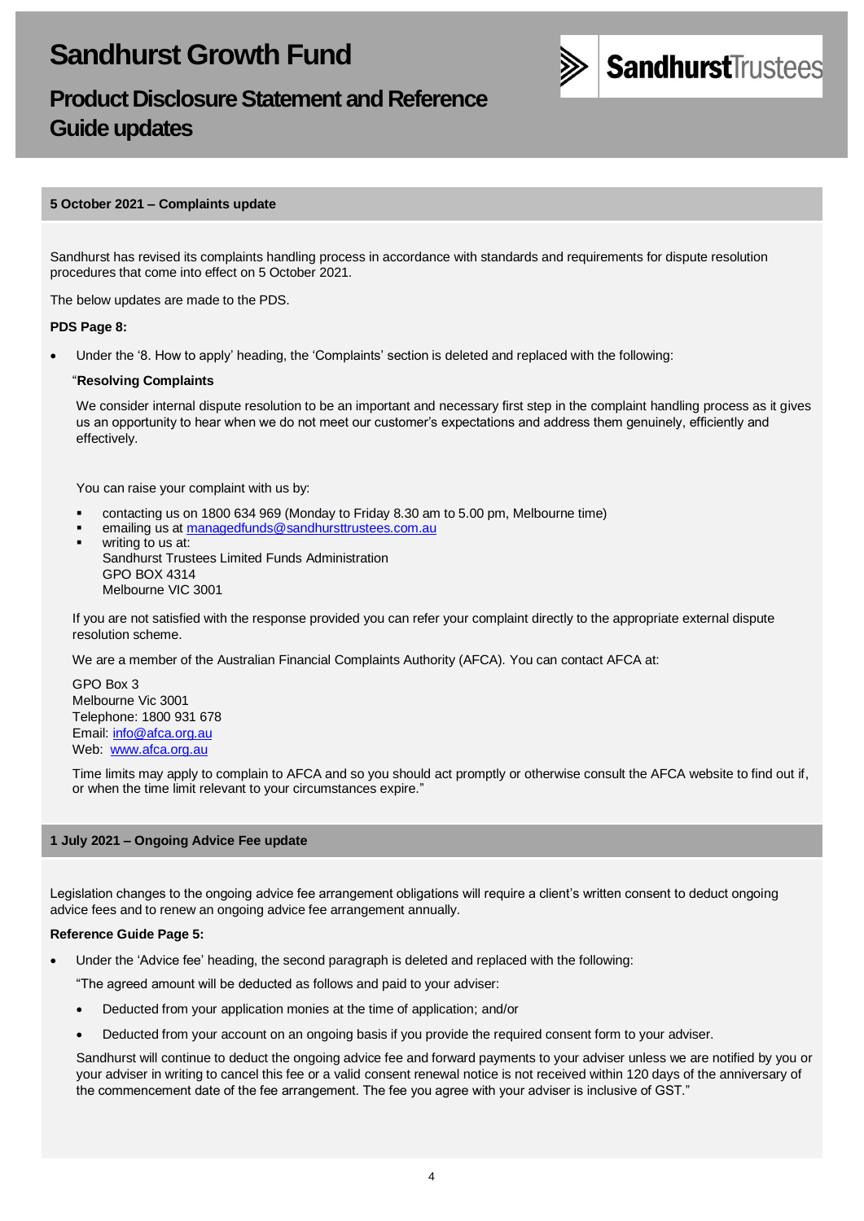# Sandhurst Growth Fund

## Product Disclosure Statement and Reference Guide updates

### 5 October 2021 – Complaints update

Sandhurst has revised its complaints handling process in accordance with standards and requirements for dispute resolution procedures that come into effect on 5 October 2021.

The below updates are made to the PDS.

**PDS Page 8:**

- Under the '8. How to apply' heading, the 'Complaints' section is deleted and replaced with the following:

  "**Resolving Complaints**

  We consider internal dispute resolution to be an important and necessary first step in the complaint handling process as it gives us an opportunity to hear when we do not meet our customer's expectations and address them genuinely, efficiently and effectively.

  You can raise your complaint with us by:

  - contacting us on 1800 634 969 (Monday to Friday 8.30 am to 5.00 pm, Melbourne time)
  - emailing us at managedfunds@sandhursttrustees.com.au
  - writing to us at:
    Sandhurst Trustees Limited Funds Administration
    GPO BOX 4314
    Melbourne VIC 3001

  If you are not satisfied with the response provided you can refer your complaint directly to the appropriate external dispute resolution scheme.

  We are a member of the Australian Financial Complaints Authority (AFCA). You can contact AFCA at:

  GPO Box 3
  Melbourne Vic 3001
  Telephone: 1800 931 678
  Email: info@afca.org.au
  Web: www.afca.org.au

  Time limits may apply to complain to AFCA and so you should act promptly or otherwise consult the AFCA website to find out if, or when the time limit relevant to your circumstances expire."

### 1 July 2021 – Ongoing Advice Fee update

Legislation changes to the ongoing advice fee arrangement obligations will require a client's written consent to deduct ongoing advice fees and to renew an ongoing advice fee arrangement annually.

**Reference Guide Page 5:**

- Under the 'Advice fee' heading, the second paragraph is deleted and replaced with the following:

  "The agreed amount will be deducted as follows and paid to your adviser:

  - Deducted from your application monies at the time of application; and/or
  - Deducted from your account on an ongoing basis if you provide the required consent form to your adviser.

  Sandhurst will continue to deduct the ongoing advice fee and forward payments to your adviser unless we are notified by you or your adviser in writing to cancel this fee or a valid consent renewal notice is not received within 120 days of the anniversary of the commencement date of the fee arrangement. The fee you agree with your adviser is inclusive of GST."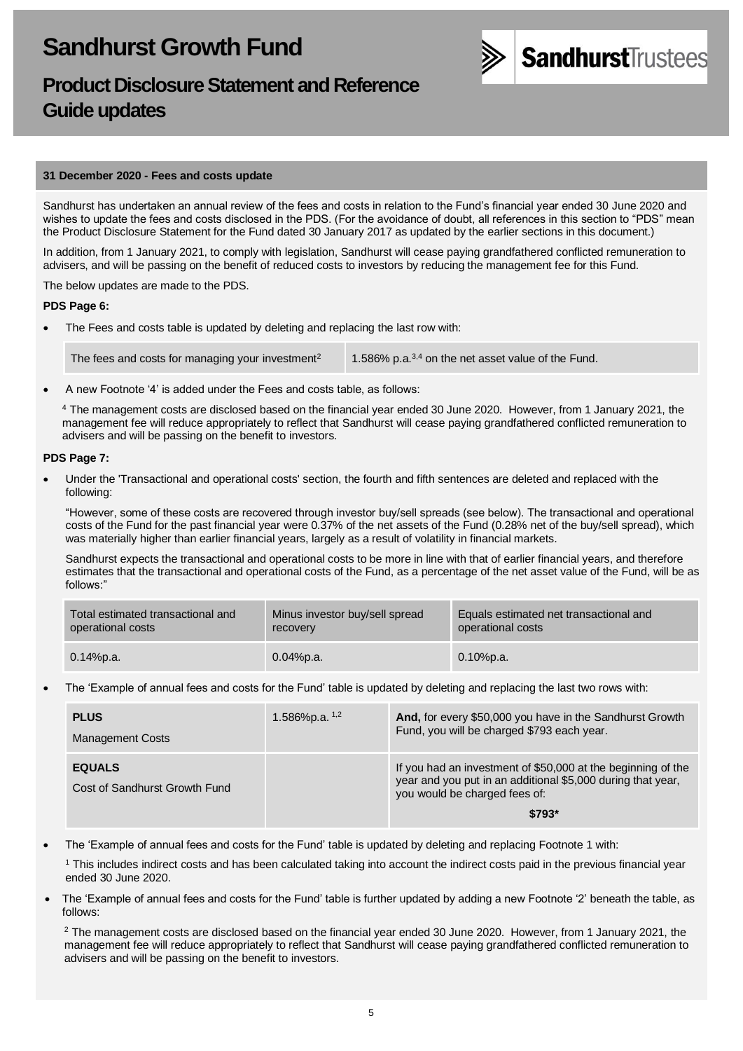# Sandhurst Growth Fund

## Product Disclosure Statement and Reference Guide updates

### 31 December 2020 - Fees and costs update

Sandhurst has undertaken an annual review of the fees and costs in relation to the Fund's financial year ended 30 June 2020 and wishes to update the fees and costs disclosed in the PDS. (For the avoidance of doubt, all references in this section to "PDS" mean the Product Disclosure Statement for the Fund dated 30 January 2017 as updated by the earlier sections in this document.)

In addition, from 1 January 2021, to comply with legislation, Sandhurst will cease paying grandfathered conflicted remuneration to advisers, and will be passing on the benefit of reduced costs to investors by reducing the management fee for this Fund.

The below updates are made to the PDS.

**PDS Page 6:**

- The Fees and costs table is updated by deleting and replacing the last row with:

| | |
|---|---|
| The fees and costs for managing your investment[2] | 1.586% p.a.[3,4] on the net asset value of the Fund. |

- A new Footnote '4' is added under the Fees and costs table, as follows:

  [4] The management costs are disclosed based on the financial year ended 30 June 2020. However, from 1 January 2021, the management fee will reduce appropriately to reflect that Sandhurst will cease paying grandfathered conflicted remuneration to advisers and will be passing on the benefit to investors.

**PDS Page 7:**

- Under the 'Transactional and operational costs' section, the fourth and fifth sentences are deleted and replaced with the following:

  "However, some of these costs are recovered through investor buy/sell spreads (see below). The transactional and operational costs of the Fund for the past financial year were 0.37% of the net assets of the Fund (0.28% net of the buy/sell spread), which was materially higher than earlier financial years, largely as a result of volatility in financial markets.

  Sandhurst expects the transactional and operational costs to be more in line with that of earlier financial years, and therefore estimates that the transactional and operational costs of the Fund, as a percentage of the net asset value of the Fund, will be as follows:"

| Total estimated transactional and operational costs | Minus investor buy/sell spread recovery | Equals estimated net transactional and operational costs |
|---|---|---|
| 0.14%p.a. | 0.04%p.a. | 0.10%p.a. |

- The 'Example of annual fees and costs for the Fund' table is updated by deleting and replacing the last two rows with:

| | | |
|---|---|---|
| **PLUS** Management Costs | 1.586%p.a. [1,2] | **And,** for every $50,000 you have in the Sandhurst Growth Fund, you will be charged $793 each year. |
| **EQUALS** Cost of Sandhurst Growth Fund | | If you had an investment of $50,000 at the beginning of the year and you put in an additional $5,000 during that year, you would be charged fees of: **$793*** |

- The 'Example of annual fees and costs for the Fund' table is updated by deleting and replacing Footnote 1 with:

  [1] This includes indirect costs and has been calculated taking into account the indirect costs paid in the previous financial year ended 30 June 2020.

- The 'Example of annual fees and costs for the Fund' table is further updated by adding a new Footnote '2' beneath the table, as follows:

  [2] The management costs are disclosed based on the financial year ended 30 June 2020. However, from 1 January 2021, the management fee will reduce appropriately to reflect that Sandhurst will cease paying grandfathered conflicted remuneration to advisers and will be passing on the benefit to investors.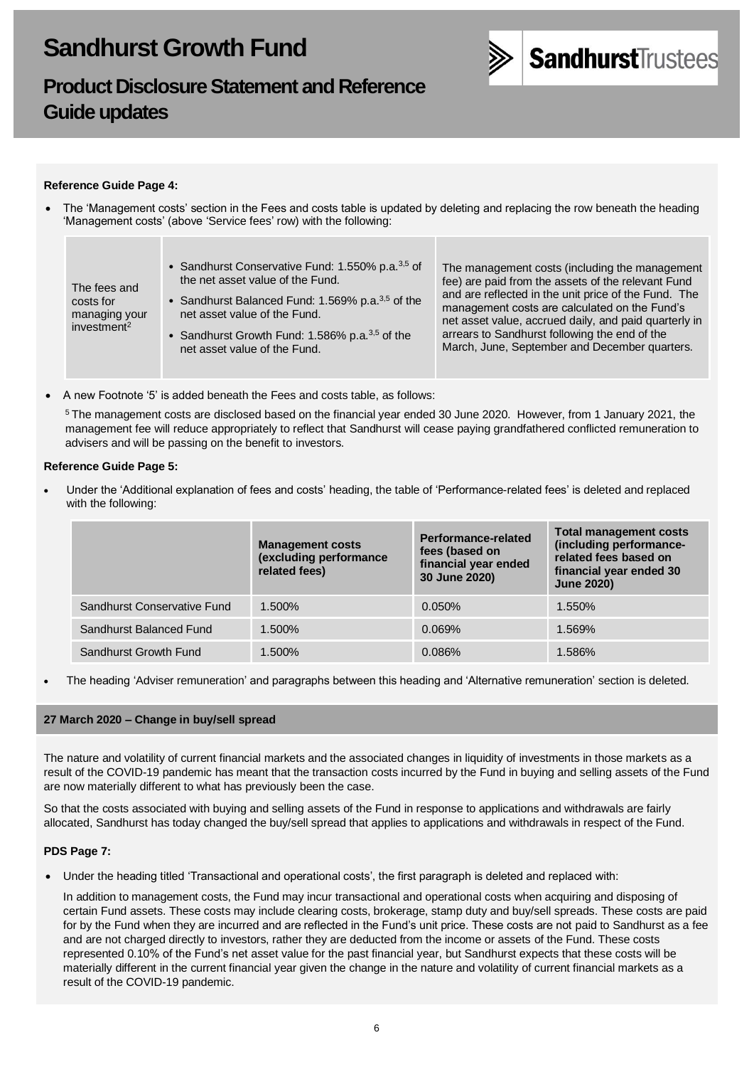# Sandhurst Growth Fund

## Product Disclosure Statement and Reference Guide updates

**Reference Guide Page 4:**

- The 'Management costs' section in the Fees and costs table is updated by deleting and replacing the row beneath the heading 'Management costs' (above 'Service fees' row) with the following:

| | | |
|---|---|---|
| The fees and costs for managing your investment[2] | • Sandhurst Conservative Fund: 1.550% p.a.[3,5] of the net asset value of the Fund.<br>• Sandhurst Balanced Fund: 1.569% p.a.[3,5] of the net asset value of the Fund.<br>• Sandhurst Growth Fund: 1.586% p.a.[3,5] of the net asset value of the Fund. | The management costs (including the management fee) are paid from the assets of the relevant Fund and are reflected in the unit price of the Fund. The management costs are calculated on the Fund's net asset value, accrued daily, and paid quarterly in arrears to Sandhurst following the end of the March, June, September and December quarters. |

- A new Footnote '5' is added beneath the Fees and costs table, as follows:

  [5] The management costs are disclosed based on the financial year ended 30 June 2020. However, from 1 January 2021, the management fee will reduce appropriately to reflect that Sandhurst will cease paying grandfathered conflicted remuneration to advisers and will be passing on the benefit to investors.

**Reference Guide Page 5:**

- Under the 'Additional explanation of fees and costs' heading, the table of 'Performance-related fees' is deleted and replaced with the following:

| | Management costs (excluding performance related fees) | Performance-related fees (based on financial year ended 30 June 2020) | Total management costs (including performance-related fees based on financial year ended 30 June 2020) |
|---|---|---|---|
| Sandhurst Conservative Fund | 1.500% | 0.050% | 1.550% |
| Sandhurst Balanced Fund | 1.500% | 0.069% | 1.569% |
| Sandhurst Growth Fund | 1.500% | 0.086% | 1.586% |

- The heading 'Adviser remuneration' and paragraphs between this heading and 'Alternative remuneration' section is deleted.

**27 March 2020 – Change in buy/sell spread**

The nature and volatility of current financial markets and the associated changes in liquidity of investments in those markets as a result of the COVID-19 pandemic has meant that the transaction costs incurred by the Fund in buying and selling assets of the Fund are now materially different to what has previously been the case.

So that the costs associated with buying and selling assets of the Fund in response to applications and withdrawals are fairly allocated, Sandhurst has today changed the buy/sell spread that applies to applications and withdrawals in respect of the Fund.

**PDS Page 7:**

- Under the heading titled 'Transactional and operational costs', the first paragraph is deleted and replaced with:

  In addition to management costs, the Fund may incur transactional and operational costs when acquiring and disposing of certain Fund assets. These costs may include clearing costs, brokerage, stamp duty and buy/sell spreads. These costs are paid for by the Fund when they are incurred and are reflected in the Fund's unit price. These costs are not paid to Sandhurst as a fee and are not charged directly to investors, rather they are deducted from the income or assets of the Fund. These costs represented 0.10% of the Fund's net asset value for the past financial year, but Sandhurst expects that these costs will be materially different in the current financial year given the change in the nature and volatility of current financial markets as a result of the COVID-19 pandemic.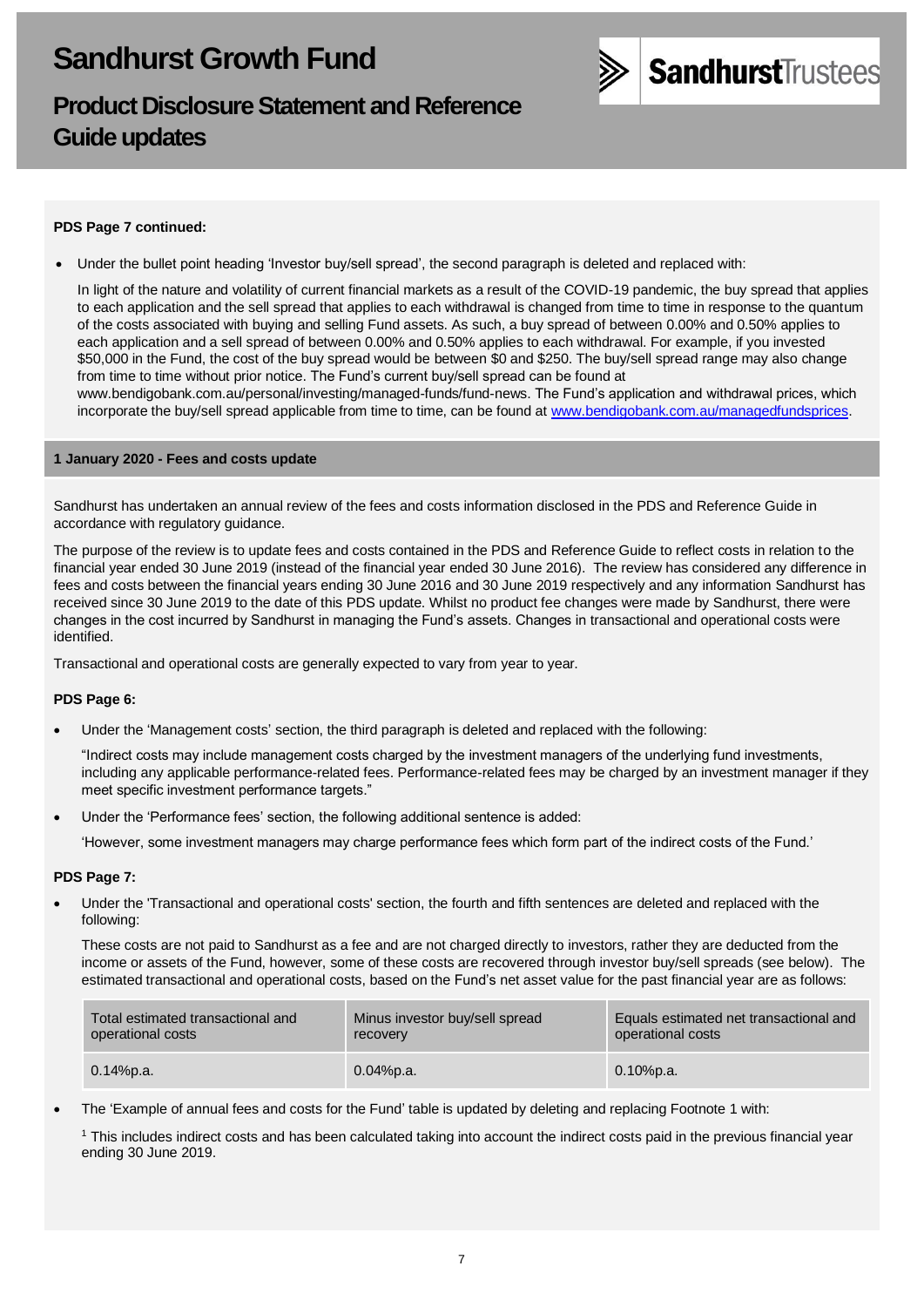# Sandhurst Growth Fund

## Product Disclosure Statement and Reference Guide updates

**PDS Page 7 continued:**

- Under the bullet point heading 'Investor buy/sell spread', the second paragraph is deleted and replaced with:

  In light of the nature and volatility of current financial markets as a result of the COVID-19 pandemic, the buy spread that applies to each application and the sell spread that applies to each withdrawal is changed from time to time in response to the quantum of the costs associated with buying and selling Fund assets. As such, a buy spread of between 0.00% and 0.50% applies to each application and a sell spread of between 0.00% and 0.50% applies to each withdrawal. For example, if you invested $50,000 in the Fund, the cost of the buy spread would be between $0 and $250. The buy/sell spread range may also change from time to time without prior notice. The Fund's current buy/sell spread can be found at www.bendigobank.com.au/personal/investing/managed-funds/fund-news. The Fund's application and withdrawal prices, which incorporate the buy/sell spread applicable from time to time, can be found at [www.bendigobank.com.au/managedfundsprices](http://www.bendigobank.com.au/managedfundsprices).

### 1 January 2020 - Fees and costs update

Sandhurst has undertaken an annual review of the fees and costs information disclosed in the PDS and Reference Guide in accordance with regulatory guidance.

The purpose of the review is to update fees and costs contained in the PDS and Reference Guide to reflect costs in relation to the financial year ended 30 June 2019 (instead of the financial year ended 30 June 2016). The review has considered any difference in fees and costs between the financial years ending 30 June 2016 and 30 June 2019 respectively and any information Sandhurst has received since 30 June 2019 to the date of this PDS update. Whilst no product fee changes were made by Sandhurst, there were changes in the cost incurred by Sandhurst in managing the Fund's assets. Changes in transactional and operational costs were identified.

Transactional and operational costs are generally expected to vary from year to year.

**PDS Page 6:**

- Under the 'Management costs' section, the third paragraph is deleted and replaced with the following:

  "Indirect costs may include management costs charged by the investment managers of the underlying fund investments, including any applicable performance-related fees. Performance-related fees may be charged by an investment manager if they meet specific investment performance targets."

- Under the 'Performance fees' section, the following additional sentence is added:

  'However, some investment managers may charge performance fees which form part of the indirect costs of the Fund.'

**PDS Page 7:**

- Under the 'Transactional and operational costs' section, the fourth and fifth sentences are deleted and replaced with the following:

  These costs are not paid to Sandhurst as a fee and are not charged directly to investors, rather they are deducted from the income or assets of the Fund, however, some of these costs are recovered through investor buy/sell spreads (see below). The estimated transactional and operational costs, based on the Fund's net asset value for the past financial year are as follows:

| Total estimated transactional and operational costs | Minus investor buy/sell spread recovery | Equals estimated net transactional and operational costs |
|---|---|---|
| 0.14%p.a. | 0.04%p.a. | 0.10%p.a. |

- The 'Example of annual fees and costs for the Fund' table is updated by deleting and replacing Footnote 1 with:

  [1] This includes indirect costs and has been calculated taking into account the indirect costs paid in the previous financial year ending 30 June 2019.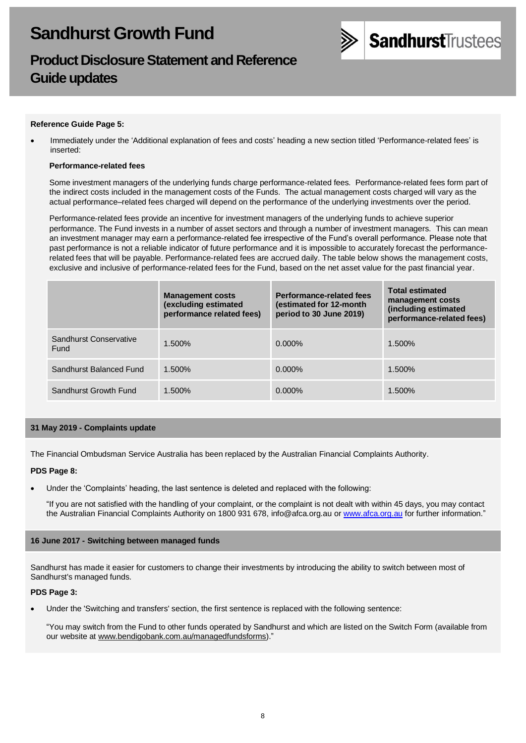# Sandhurst Growth Fund

## Product Disclosure Statement and Reference Guide updates

**Reference Guide Page 5:**

- Immediately under the 'Additional explanation of fees and costs' heading a new section titled 'Performance-related fees' is inserted:

  **Performance-related fees**

  Some investment managers of the underlying funds charge performance-related fees. Performance-related fees form part of the indirect costs included in the management costs of the Funds. The actual management costs charged will vary as the actual performance–related fees charged will depend on the performance of the underlying investments over the period.

  Performance-related fees provide an incentive for investment managers of the underlying funds to achieve superior performance. The Fund invests in a number of asset sectors and through a number of investment managers. This can mean an investment manager may earn a performance-related fee irrespective of the Fund's overall performance. Please note that past performance is not a reliable indicator of future performance and it is impossible to accurately forecast the performance-related fees that will be payable. Performance-related fees are accrued daily. The table below shows the management costs, exclusive and inclusive of performance-related fees for the Fund, based on the net asset value for the past financial year.

| | Management costs (excluding estimated performance related fees) | Performance-related fees (estimated for 12-month period to 30 June 2019) | Total estimated management costs (including estimated performance-related fees) |
|---|---|---|---|
| Sandhurst Conservative Fund | 1.500% | 0.000% | 1.500% |
| Sandhurst Balanced Fund | 1.500% | 0.000% | 1.500% |
| Sandhurst Growth Fund | 1.500% | 0.000% | 1.500% |

### 31 May 2019 - Complaints update

The Financial Ombudsman Service Australia has been replaced by the Australian Financial Complaints Authority.

**PDS Page 8:**

- Under the 'Complaints' heading, the last sentence is deleted and replaced with the following:

  "If you are not satisfied with the handling of your complaint, or the complaint is not dealt with within 45 days, you may contact the Australian Financial Complaints Authority on 1800 931 678, info@afca.org.au or www.afca.org.au for further information."

### 16 June 2017 - Switching between managed funds

Sandhurst has made it easier for customers to change their investments by introducing the ability to switch between most of Sandhurst's managed funds.

**PDS Page 3:**

- Under the 'Switching and transfers' section, the first sentence is replaced with the following sentence:

  "You may switch from the Fund to other funds operated by Sandhurst and which are listed on the Switch Form (available from our website at www.bendigobank.com.au/managedfundsforms)."